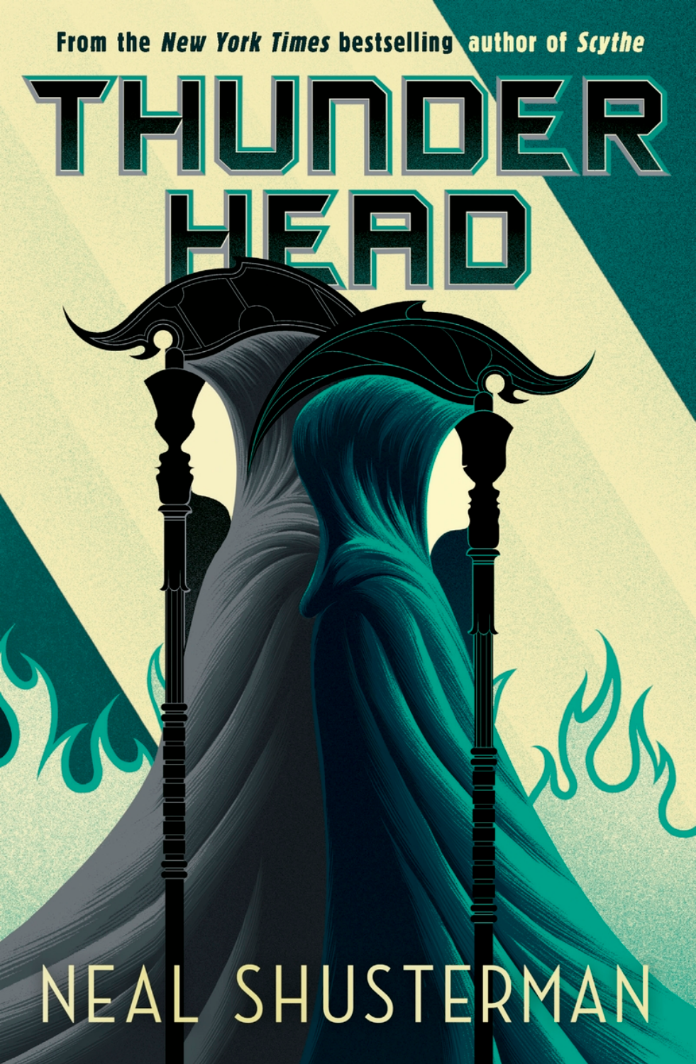From the *New York Times* bestselling author of *Scythe*

# THUNDERHEAD

NEAL SHUSTERMAN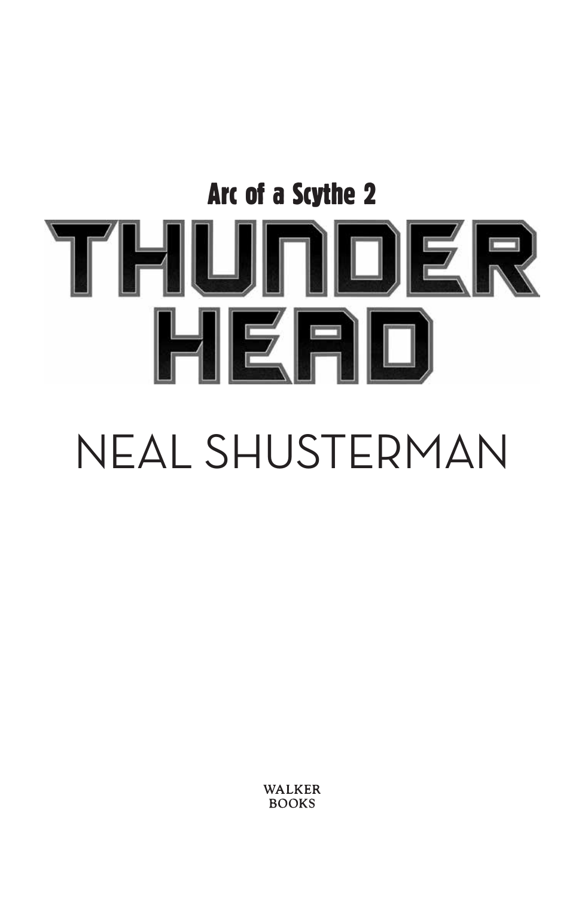Arc of a Scythe 2

# THUNDERHEAD

NEAL SHUSTERMAN

WALKER BOOKS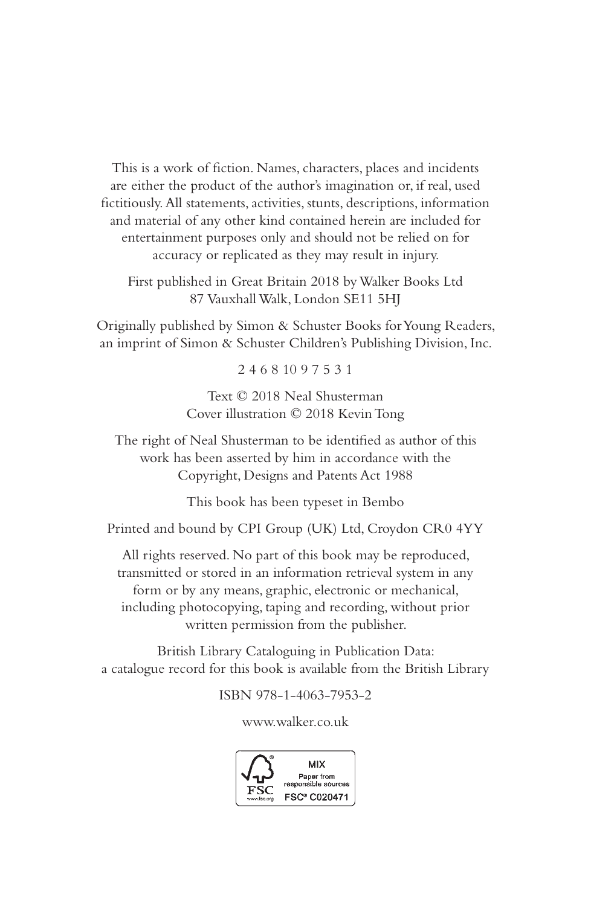This is a work of fiction. Names, characters, places and incidents are either the product of the author's imagination or, if real, used fictitiously. All statements, activities, stunts, descriptions, information and material of any other kind contained herein are included for entertainment purposes only and should not be relied on for accuracy or replicated as they may result in injury.

First published in Great Britain 2018 by Walker Books Ltd
87 Vauxhall Walk, London SE11 5HJ

Originally published by Simon & Schuster Books for Young Readers, an imprint of Simon & Schuster Children's Publishing Division, Inc.

2 4 6 8 10 9 7 5 3 1

Text © 2018 Neal Shusterman
Cover illustration © 2018 Kevin Tong

The right of Neal Shusterman to be identified as author of this work has been asserted by him in accordance with the Copyright, Designs and Patents Act 1988

This book has been typeset in Bembo

Printed and bound by CPI Group (UK) Ltd, Croydon CR0 4YY

All rights reserved. No part of this book may be reproduced, transmitted or stored in an information retrieval system in any form or by any means, graphic, electronic or mechanical, including photocopying, taping and recording, without prior written permission from the publisher.

British Library Cataloguing in Publication Data:
a catalogue record for this book is available from the British Library

ISBN 978-1-4063-7953-2

www.walker.co.uk

FSC www.fsc.org MIX Paper from responsible sources FSC® C020471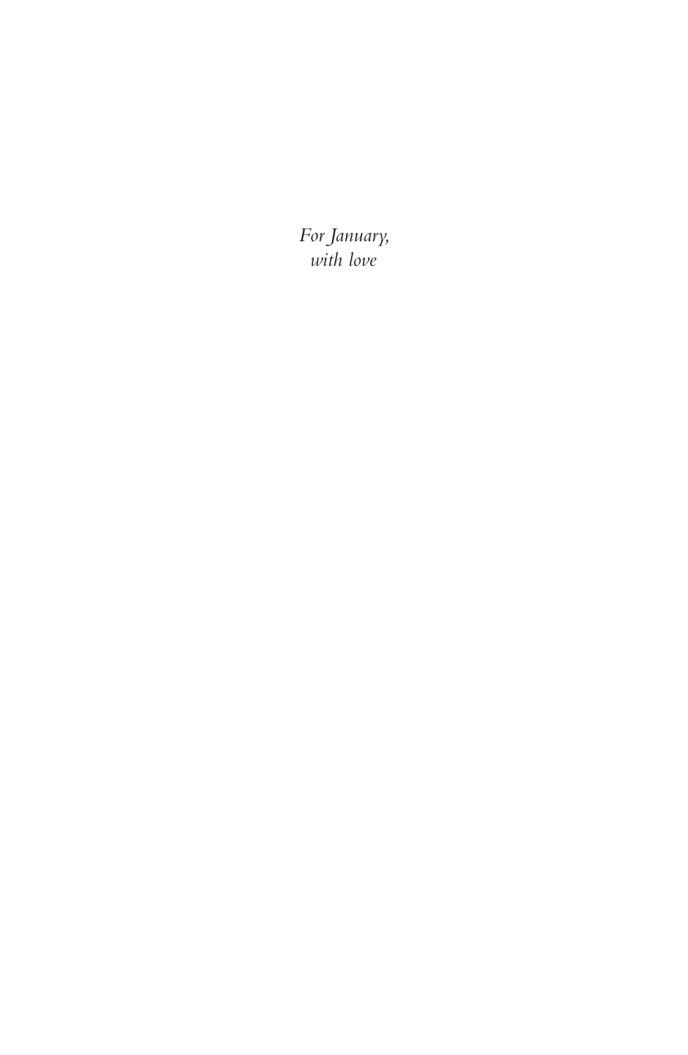*For January,*
*with love*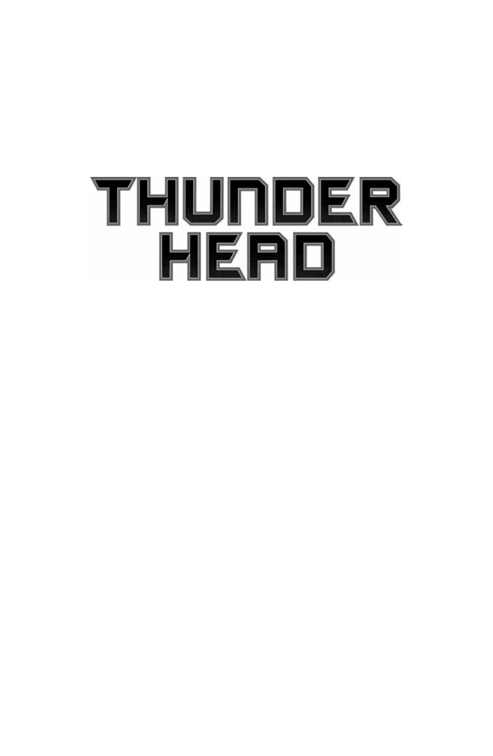# THUNDER HEAD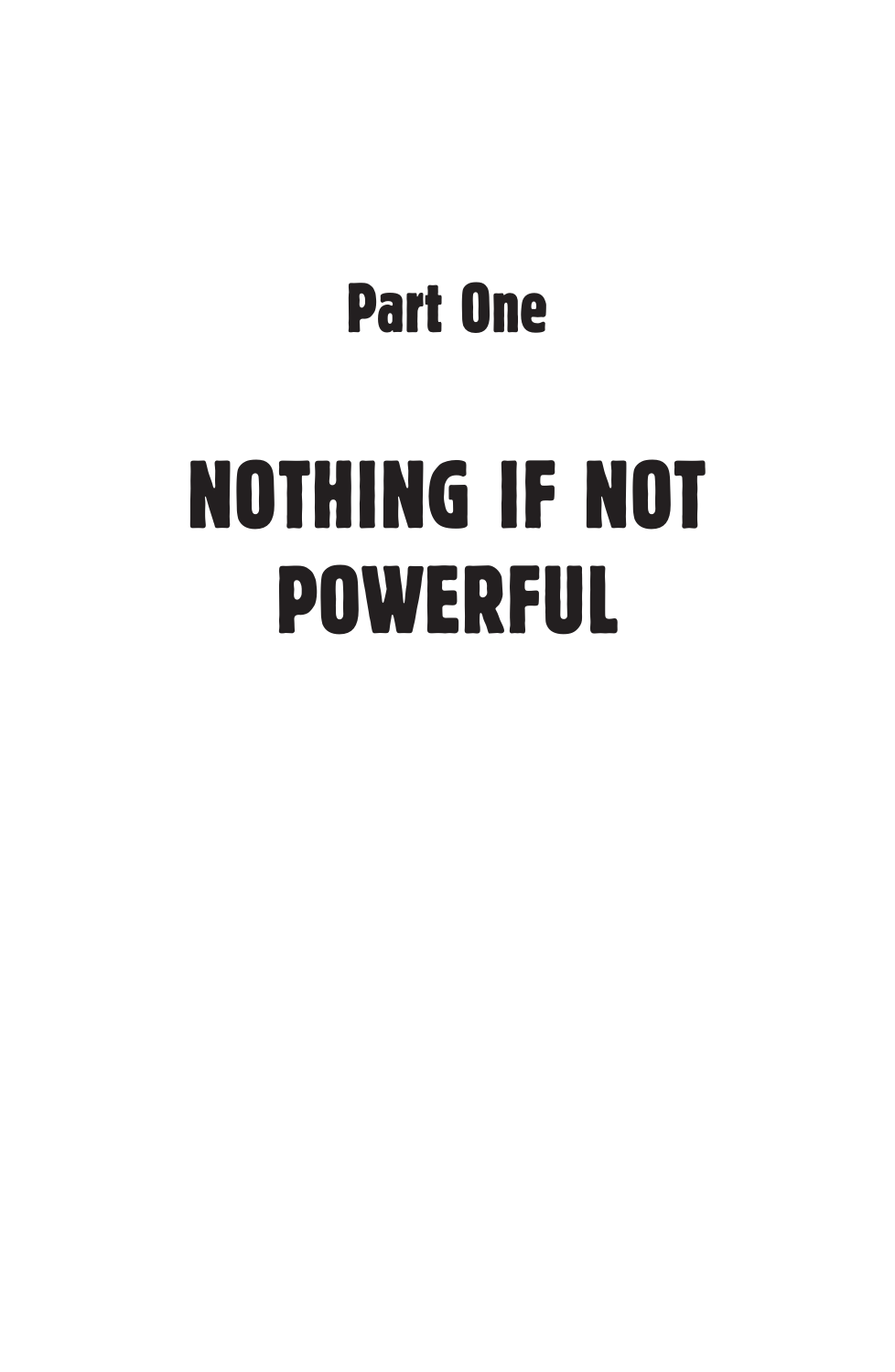# Part One

# NOTHING IF NOT POWERFUL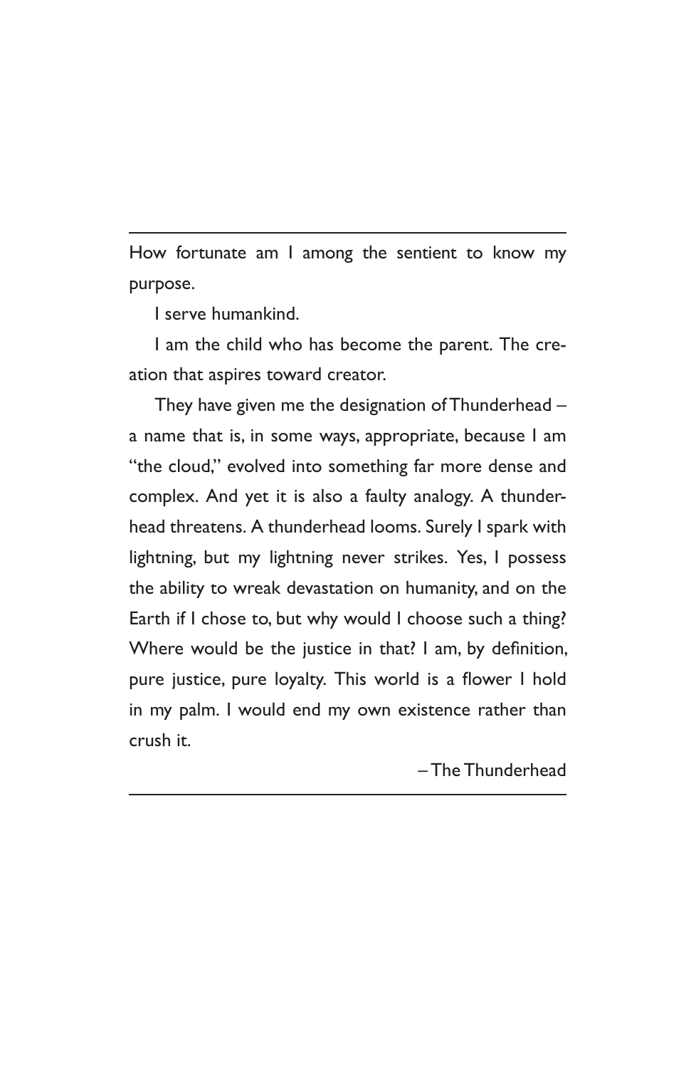---

How fortunate am I among the sentient to know my purpose.

I serve humankind.

I am the child who has become the parent. The creation that aspires toward creator.

They have given me the designation of Thunderhead – a name that is, in some ways, appropriate, because I am "the cloud," evolved into something far more dense and complex. And yet it is also a faulty analogy. A thunderhead threatens. A thunderhead looms. Surely I spark with lightning, but my lightning never strikes. Yes, I possess the ability to wreak devastation on humanity, and on the Earth if I chose to, but why would I choose such a thing? Where would be the justice in that? I am, by definition, pure justice, pure loyalty. This world is a flower I hold in my palm. I would end my own existence rather than crush it.

– The Thunderhead

---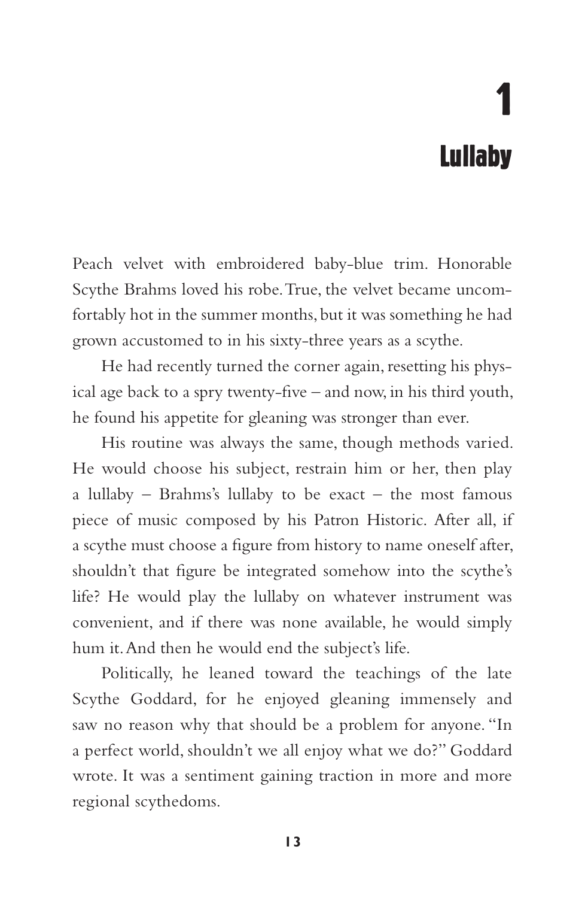# 1
# Lullaby

Peach velvet with embroidered baby-blue trim. Honorable Scythe Brahms loved his robe. True, the velvet became uncomfortably hot in the summer months, but it was something he had grown accustomed to in his sixty-three years as a scythe.

He had recently turned the corner again, resetting his physical age back to a spry twenty-five – and now, in his third youth, he found his appetite for gleaning was stronger than ever.

His routine was always the same, though methods varied. He would choose his subject, restrain him or her, then play a lullaby – Brahms's lullaby to be exact – the most famous piece of music composed by his Patron Historic. After all, if a scythe must choose a figure from history to name oneself after, shouldn't that figure be integrated somehow into the scythe's life? He would play the lullaby on whatever instrument was convenient, and if there was none available, he would simply hum it. And then he would end the subject's life.

Politically, he leaned toward the teachings of the late Scythe Goddard, for he enjoyed gleaning immensely and saw no reason why that should be a problem for anyone. "In a perfect world, shouldn't we all enjoy what we do?" Goddard wrote. It was a sentiment gaining traction in more and more regional scythedoms.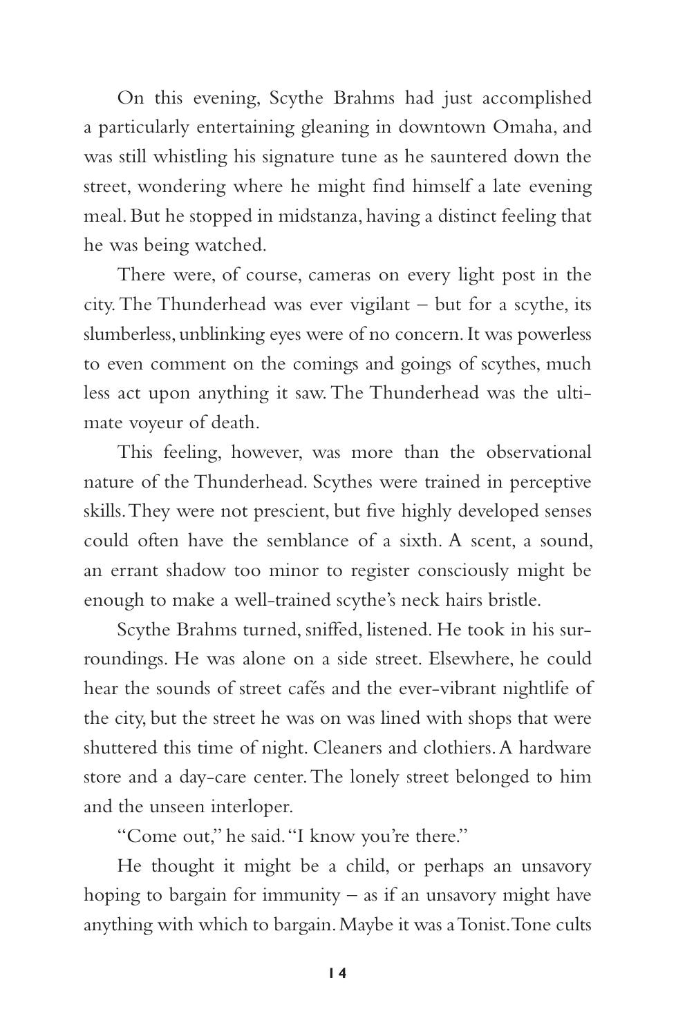On this evening, Scythe Brahms had just accomplished a particularly entertaining gleaning in downtown Omaha, and was still whistling his signature tune as he sauntered down the street, wondering where he might find himself a late evening meal. But he stopped in midstanza, having a distinct feeling that he was being watched.

There were, of course, cameras on every light post in the city. The Thunderhead was ever vigilant – but for a scythe, its slumberless, unblinking eyes were of no concern. It was powerless to even comment on the comings and goings of scythes, much less act upon anything it saw. The Thunderhead was the ultimate voyeur of death.

This feeling, however, was more than the observational nature of the Thunderhead. Scythes were trained in perceptive skills. They were not prescient, but five highly developed senses could often have the semblance of a sixth. A scent, a sound, an errant shadow too minor to register consciously might be enough to make a well-trained scythe's neck hairs bristle.

Scythe Brahms turned, sniffed, listened. He took in his surroundings. He was alone on a side street. Elsewhere, he could hear the sounds of street cafés and the ever-vibrant nightlife of the city, but the street he was on was lined with shops that were shuttered this time of night. Cleaners and clothiers. A hardware store and a day-care center. The lonely street belonged to him and the unseen interloper.

"Come out," he said. "I know you're there."

He thought it might be a child, or perhaps an unsavory hoping to bargain for immunity – as if an unsavory might have anything with which to bargain. Maybe it was a Tonist. Tone cults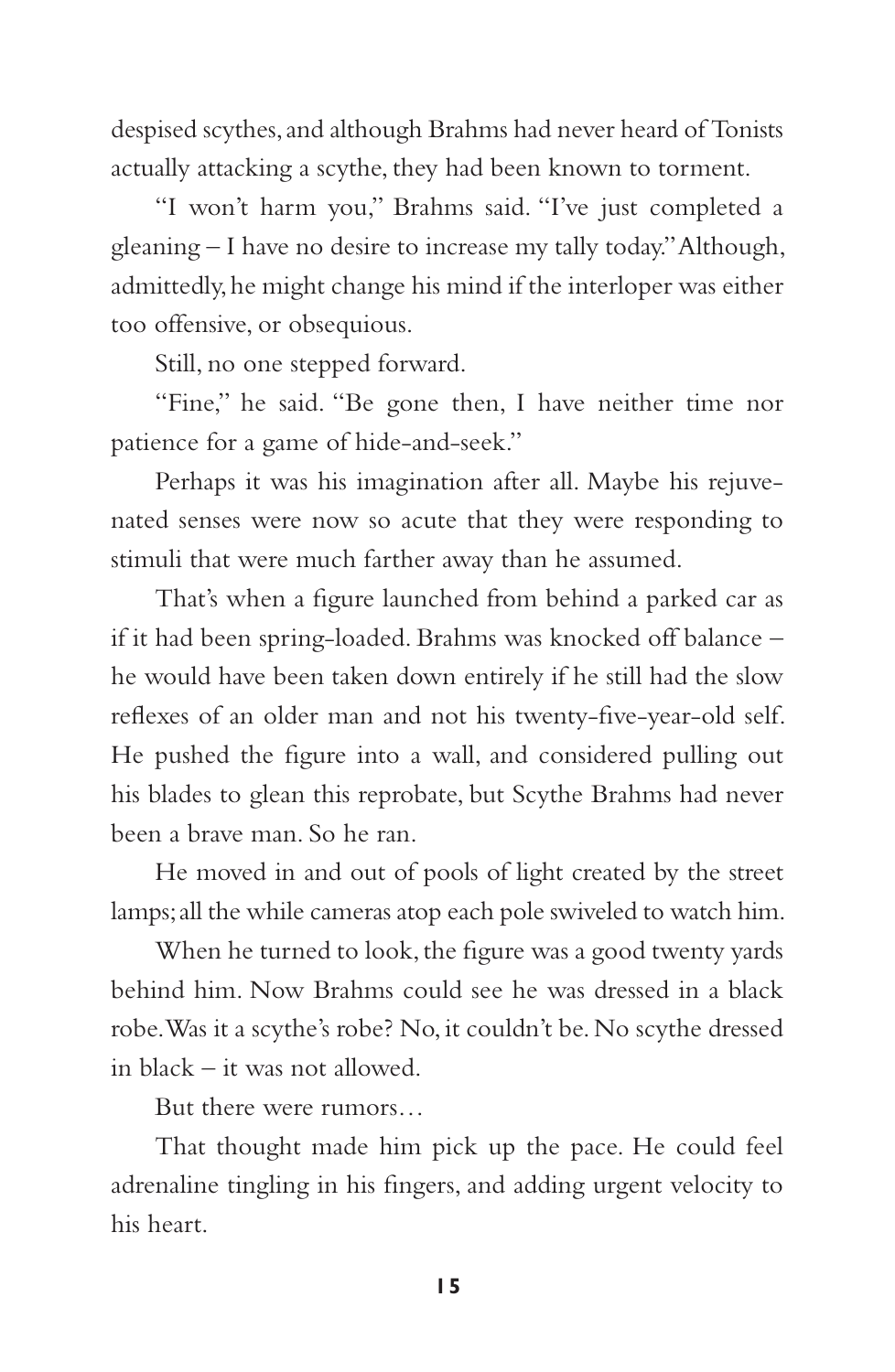despised scythes, and although Brahms had never heard of Tonists actually attacking a scythe, they had been known to torment.

"I won't harm you," Brahms said. "I've just completed a gleaning – I have no desire to increase my tally today." Although, admittedly, he might change his mind if the interloper was either too offensive, or obsequious.

Still, no one stepped forward.

"Fine," he said. "Be gone then, I have neither time nor patience for a game of hide-and-seek."

Perhaps it was his imagination after all. Maybe his rejuvenated senses were now so acute that they were responding to stimuli that were much farther away than he assumed.

That's when a figure launched from behind a parked car as if it had been spring-loaded. Brahms was knocked off balance – he would have been taken down entirely if he still had the slow reflexes of an older man and not his twenty-five-year-old self. He pushed the figure into a wall, and considered pulling out his blades to glean this reprobate, but Scythe Brahms had never been a brave man. So he ran.

He moved in and out of pools of light created by the street lamps; all the while cameras atop each pole swiveled to watch him.

When he turned to look, the figure was a good twenty yards behind him. Now Brahms could see he was dressed in a black robe. Was it a scythe's robe? No, it couldn't be. No scythe dressed in black – it was not allowed.

But there were rumors…

That thought made him pick up the pace. He could feel adrenaline tingling in his fingers, and adding urgent velocity to his heart.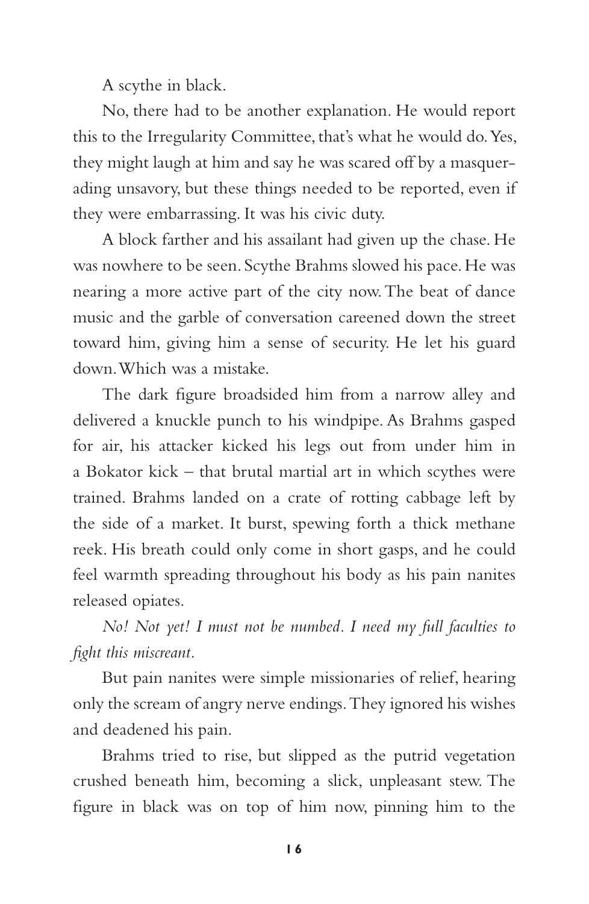A scythe in black.

No, there had to be another explanation. He would report this to the Irregularity Committee, that's what he would do. Yes, they might laugh at him and say he was scared off by a masquerading unsavory, but these things needed to be reported, even if they were embarrassing. It was his civic duty.

A block farther and his assailant had given up the chase. He was nowhere to be seen. Scythe Brahms slowed his pace. He was nearing a more active part of the city now. The beat of dance music and the garble of conversation careened down the street toward him, giving him a sense of security. He let his guard down. Which was a mistake.

The dark figure broadsided him from a narrow alley and delivered a knuckle punch to his windpipe. As Brahms gasped for air, his attacker kicked his legs out from under him in a Bokator kick – that brutal martial art in which scythes were trained. Brahms landed on a crate of rotting cabbage left by the side of a market. It burst, spewing forth a thick methane reek. His breath could only come in short gasps, and he could feel warmth spreading throughout his body as his pain nanites released opiates.

*No! Not yet! I must not be numbed. I need my full faculties to fight this miscreant.*

But pain nanites were simple missionaries of relief, hearing only the scream of angry nerve endings. They ignored his wishes and deadened his pain.

Brahms tried to rise, but slipped as the putrid vegetation crushed beneath him, becoming a slick, unpleasant stew. The figure in black was on top of him now, pinning him to the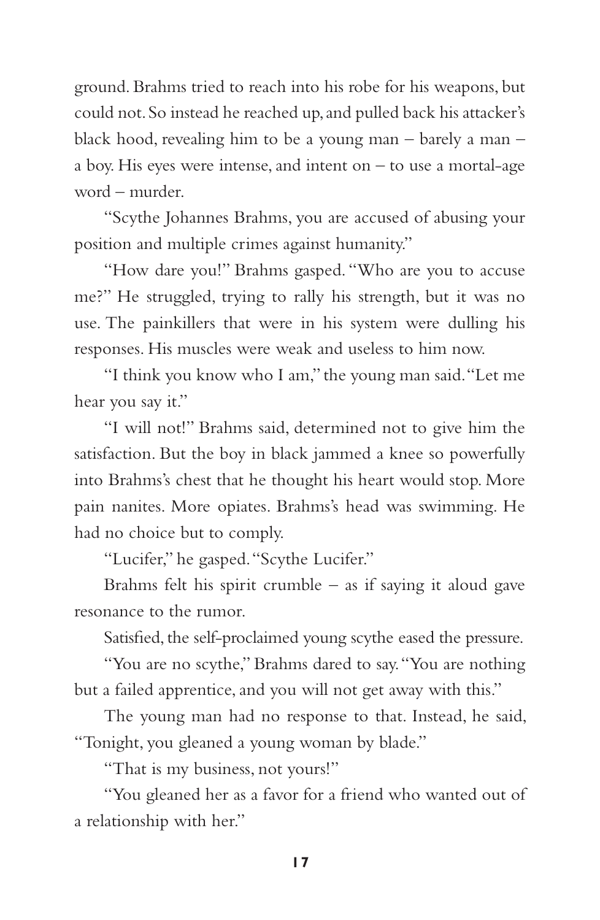ground. Brahms tried to reach into his robe for his weapons, but could not. So instead he reached up, and pulled back his attacker's black hood, revealing him to be a young man – barely a man – a boy. His eyes were intense, and intent on – to use a mortal-age word – murder.

"Scythe Johannes Brahms, you are accused of abusing your position and multiple crimes against humanity."

"How dare you!" Brahms gasped. "Who are you to accuse me?" He struggled, trying to rally his strength, but it was no use. The painkillers that were in his system were dulling his responses. His muscles were weak and useless to him now.

"I think you know who I am," the young man said. "Let me hear you say it."

"I will not!" Brahms said, determined not to give him the satisfaction. But the boy in black jammed a knee so powerfully into Brahms's chest that he thought his heart would stop. More pain nanites. More opiates. Brahms's head was swimming. He had no choice but to comply.

"Lucifer," he gasped. "Scythe Lucifer."

Brahms felt his spirit crumble – as if saying it aloud gave resonance to the rumor.

Satisfied, the self-proclaimed young scythe eased the pressure.

"You are no scythe," Brahms dared to say. "You are nothing but a failed apprentice, and you will not get away with this."

The young man had no response to that. Instead, he said, "Tonight, you gleaned a young woman by blade."

"That is my business, not yours!"

"You gleaned her as a favor for a friend who wanted out of a relationship with her."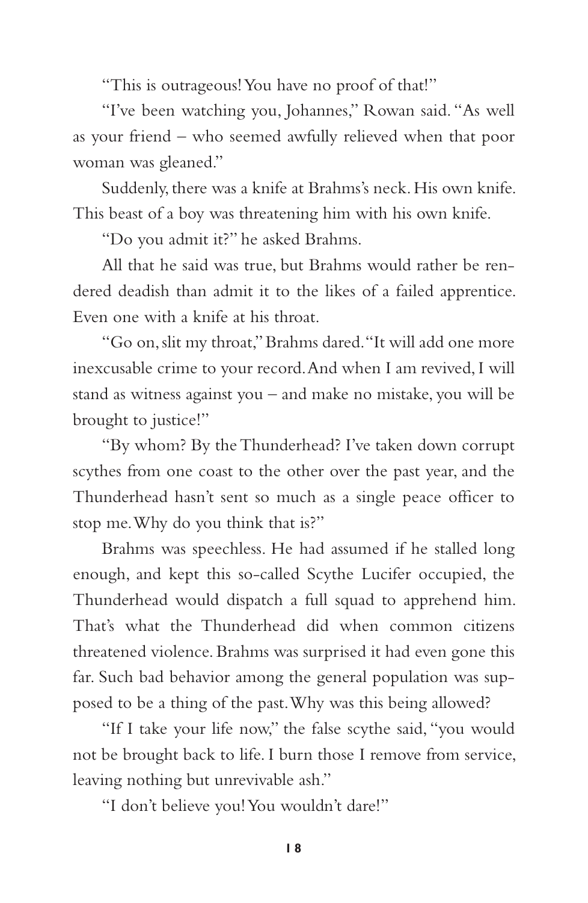"This is outrageous! You have no proof of that!"

"I've been watching you, Johannes," Rowan said. "As well as your friend – who seemed awfully relieved when that poor woman was gleaned."

Suddenly, there was a knife at Brahms's neck. His own knife. This beast of a boy was threatening him with his own knife.

"Do you admit it?" he asked Brahms.

All that he said was true, but Brahms would rather be rendered deadish than admit it to the likes of a failed apprentice. Even one with a knife at his throat.

"Go on, slit my throat," Brahms dared. "It will add one more inexcusable crime to your record. And when I am revived, I will stand as witness against you – and make no mistake, you will be brought to justice!"

"By whom? By the Thunderhead? I've taken down corrupt scythes from one coast to the other over the past year, and the Thunderhead hasn't sent so much as a single peace officer to stop me. Why do you think that is?"

Brahms was speechless. He had assumed if he stalled long enough, and kept this so-called Scythe Lucifer occupied, the Thunderhead would dispatch a full squad to apprehend him. That's what the Thunderhead did when common citizens threatened violence. Brahms was surprised it had even gone this far. Such bad behavior among the general population was supposed to be a thing of the past. Why was this being allowed?

"If I take your life now," the false scythe said, "you would not be brought back to life. I burn those I remove from service, leaving nothing but unrevivable ash."

"I don't believe you! You wouldn't dare!"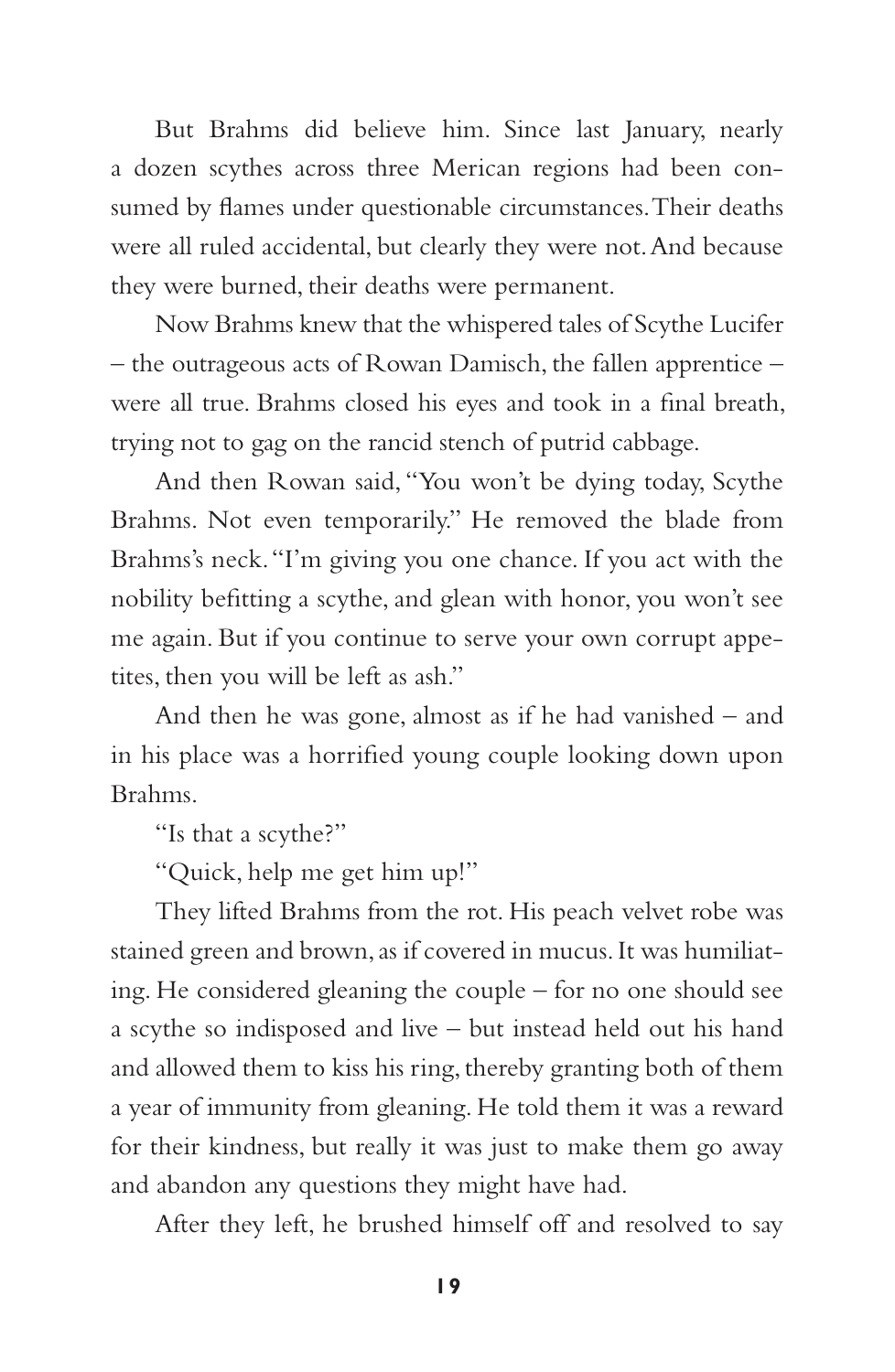But Brahms did believe him. Since last January, nearly a dozen scythes across three Merican regions had been consumed by flames under questionable circumstances. Their deaths were all ruled accidental, but clearly they were not. And because they were burned, their deaths were permanent.

Now Brahms knew that the whispered tales of Scythe Lucifer – the outrageous acts of Rowan Damisch, the fallen apprentice – were all true. Brahms closed his eyes and took in a final breath, trying not to gag on the rancid stench of putrid cabbage.

And then Rowan said, "You won't be dying today, Scythe Brahms. Not even temporarily." He removed the blade from Brahms's neck. "I'm giving you one chance. If you act with the nobility befitting a scythe, and glean with honor, you won't see me again. But if you continue to serve your own corrupt appetites, then you will be left as ash."

And then he was gone, almost as if he had vanished – and in his place was a horrified young couple looking down upon Brahms.

"Is that a scythe?"

"Quick, help me get him up!"

They lifted Brahms from the rot. His peach velvet robe was stained green and brown, as if covered in mucus. It was humiliating. He considered gleaning the couple – for no one should see a scythe so indisposed and live – but instead held out his hand and allowed them to kiss his ring, thereby granting both of them a year of immunity from gleaning. He told them it was a reward for their kindness, but really it was just to make them go away and abandon any questions they might have had.

After they left, he brushed himself off and resolved to say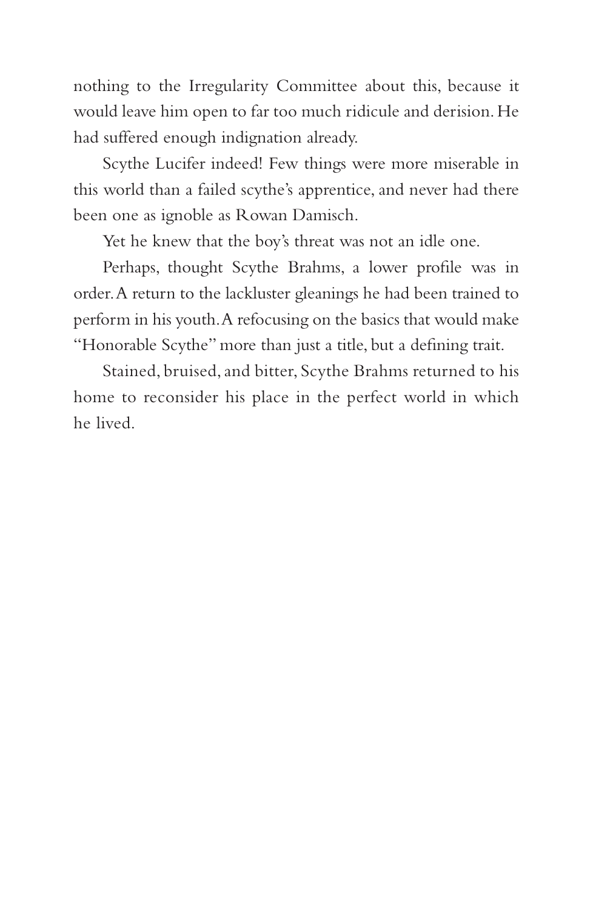nothing to the Irregularity Committee about this, because it would leave him open to far too much ridicule and derision. He had suffered enough indignation already.

Scythe Lucifer indeed! Few things were more miserable in this world than a failed scythe's apprentice, and never had there been one as ignoble as Rowan Damisch.

Yet he knew that the boy's threat was not an idle one.

Perhaps, thought Scythe Brahms, a lower profile was in order. A return to the lackluster gleanings he had been trained to perform in his youth. A refocusing on the basics that would make "Honorable Scythe" more than just a title, but a defining trait.

Stained, bruised, and bitter, Scythe Brahms returned to his home to reconsider his place in the perfect world in which he lived.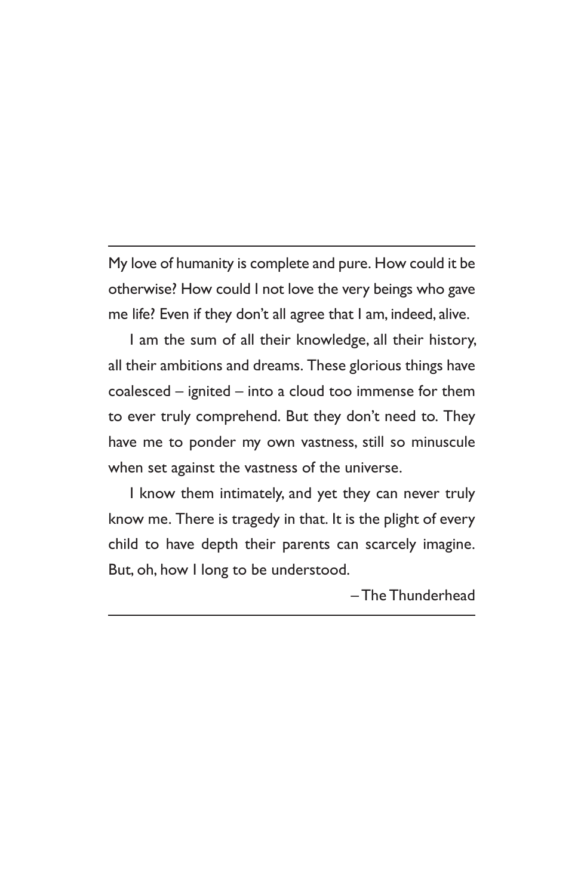---

My love of humanity is complete and pure. How could it be otherwise? How could I not love the very beings who gave me life? Even if they don't all agree that I am, indeed, alive.

I am the sum of all their knowledge, all their history, all their ambitions and dreams. These glorious things have coalesced – ignited – into a cloud too immense for them to ever truly comprehend. But they don't need to. They have me to ponder my own vastness, still so minuscule when set against the vastness of the universe.

I know them intimately, and yet they can never truly know me. There is tragedy in that. It is the plight of every child to have depth their parents can scarcely imagine. But, oh, how I long to be understood.

– The Thunderhead

---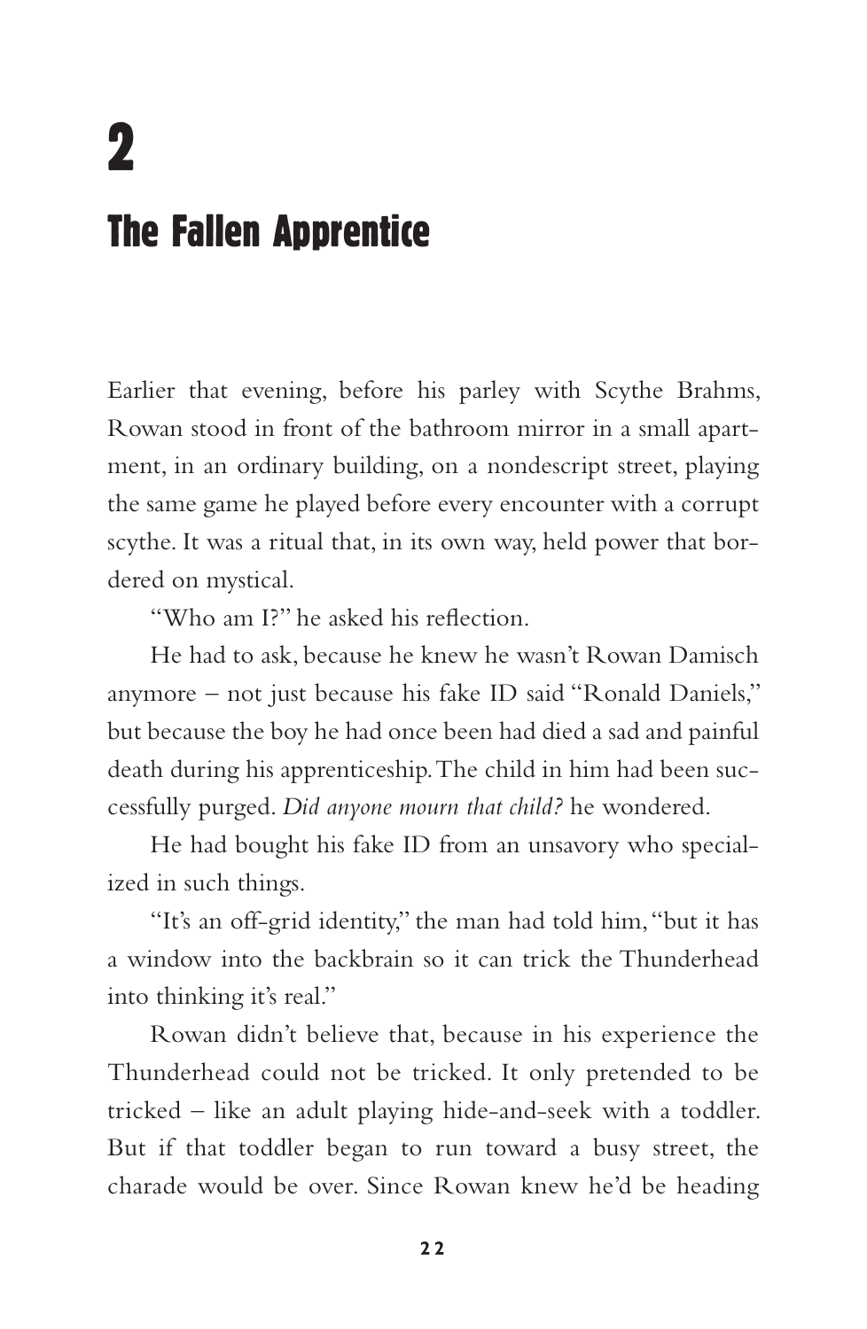# 2

## The Fallen Apprentice

Earlier that evening, before his parley with Scythe Brahms, Rowan stood in front of the bathroom mirror in a small apartment, in an ordinary building, on a nondescript street, playing the same game he played before every encounter with a corrupt scythe. It was a ritual that, in its own way, held power that bordered on mystical.

"Who am I?" he asked his reflection.

He had to ask, because he knew he wasn't Rowan Damisch anymore – not just because his fake ID said "Ronald Daniels," but because the boy he had once been had died a sad and painful death during his apprenticeship. The child in him had been successfully purged. *Did anyone mourn that child?* he wondered.

He had bought his fake ID from an unsavory who specialized in such things.

"It's an off-grid identity," the man had told him, "but it has a window into the backbrain so it can trick the Thunderhead into thinking it's real."

Rowan didn't believe that, because in his experience the Thunderhead could not be tricked. It only pretended to be tricked – like an adult playing hide-and-seek with a toddler. But if that toddler began to run toward a busy street, the charade would be over. Since Rowan knew he'd be heading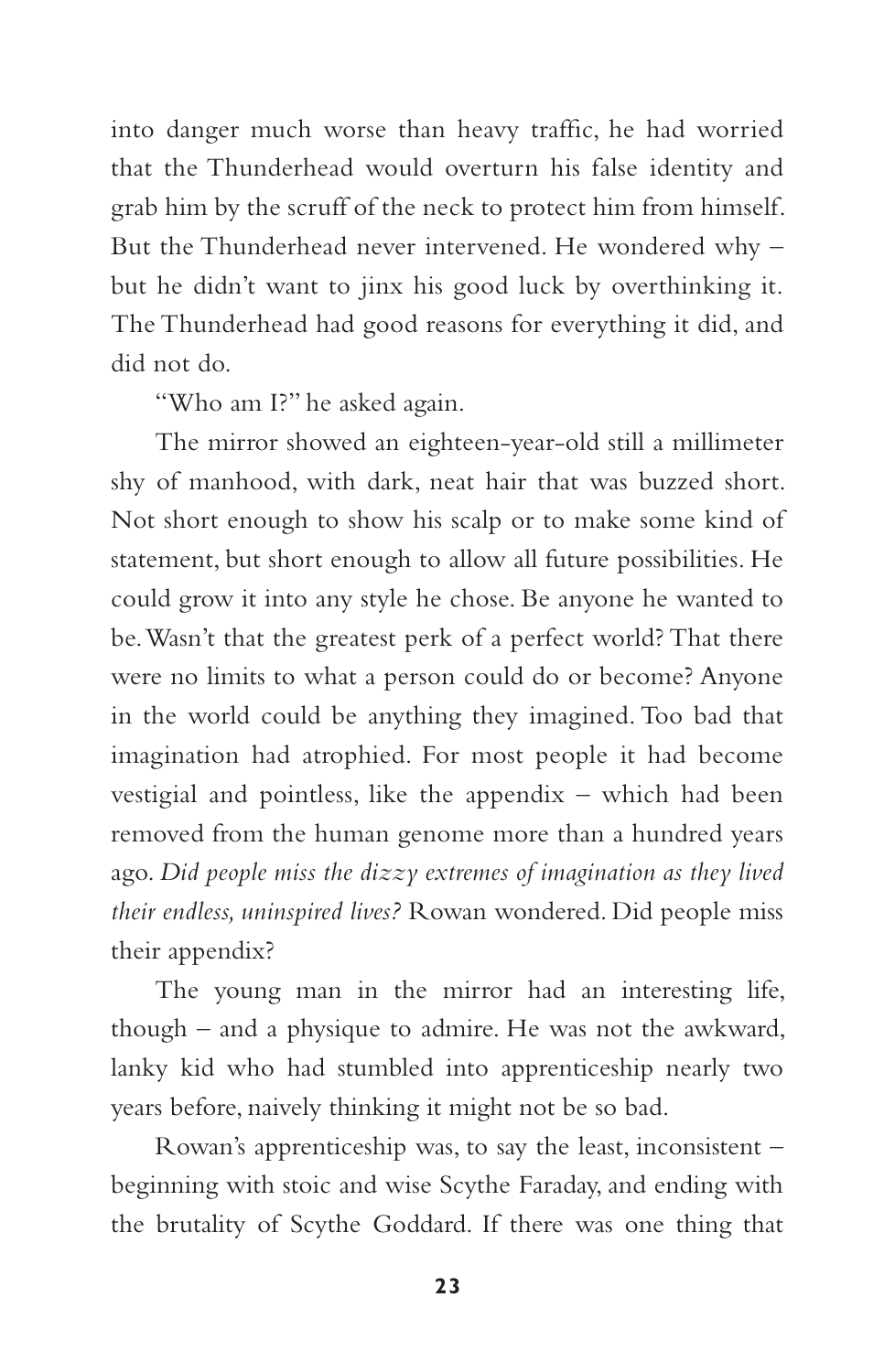into danger much worse than heavy traffic, he had worried that the Thunderhead would overturn his false identity and grab him by the scruff of the neck to protect him from himself. But the Thunderhead never intervened. He wondered why – but he didn't want to jinx his good luck by overthinking it. The Thunderhead had good reasons for everything it did, and did not do.

"Who am I?" he asked again.

The mirror showed an eighteen-year-old still a millimeter shy of manhood, with dark, neat hair that was buzzed short. Not short enough to show his scalp or to make some kind of statement, but short enough to allow all future possibilities. He could grow it into any style he chose. Be anyone he wanted to be. Wasn't that the greatest perk of a perfect world? That there were no limits to what a person could do or become? Anyone in the world could be anything they imagined. Too bad that imagination had atrophied. For most people it had become vestigial and pointless, like the appendix – which had been removed from the human genome more than a hundred years ago. *Did people miss the dizzy extremes of imagination as they lived their endless, uninspired lives?* Rowan wondered. Did people miss their appendix?

The young man in the mirror had an interesting life, though – and a physique to admire. He was not the awkward, lanky kid who had stumbled into apprenticeship nearly two years before, naively thinking it might not be so bad.

Rowan's apprenticeship was, to say the least, inconsistent – beginning with stoic and wise Scythe Faraday, and ending with the brutality of Scythe Goddard. If there was one thing that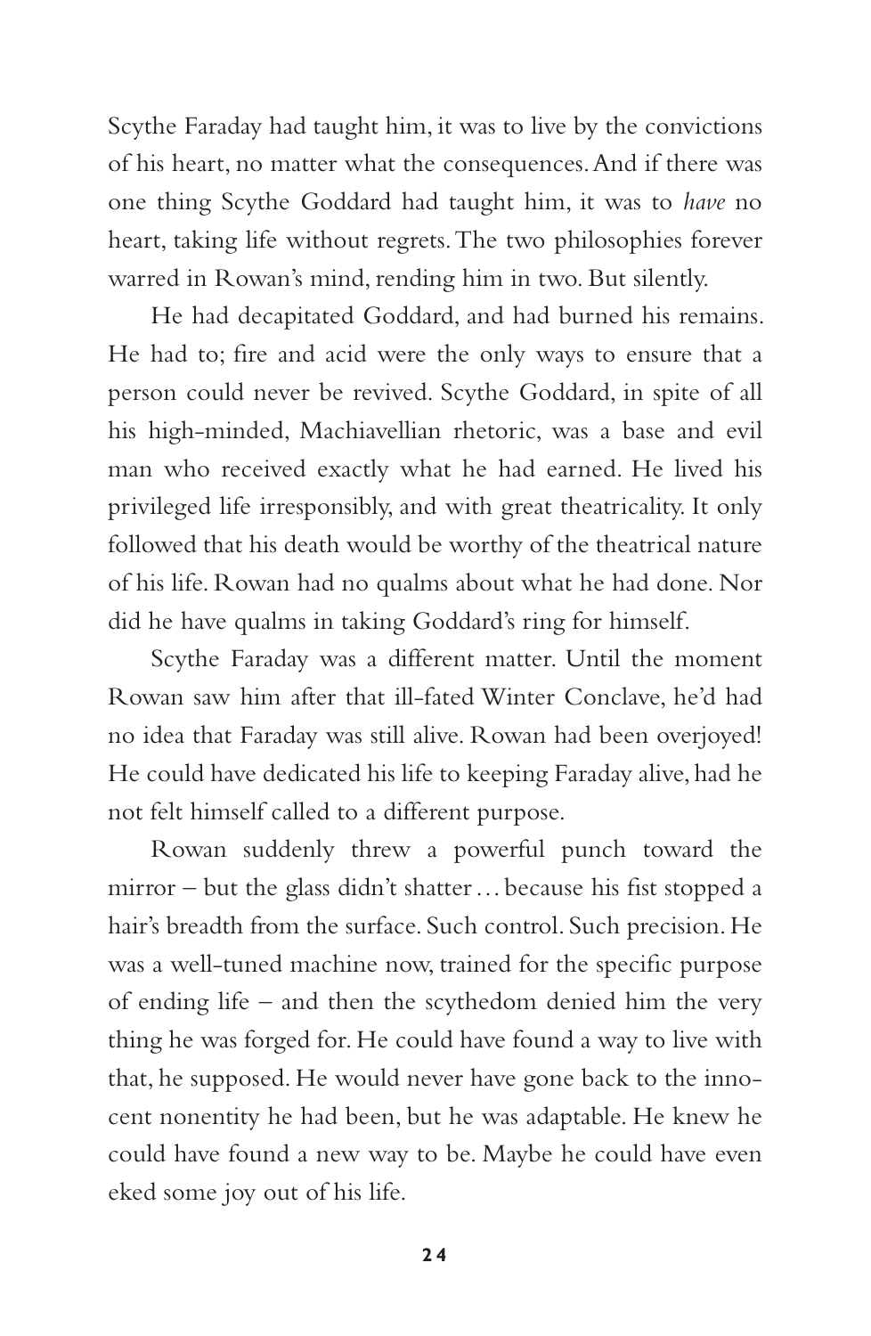Scythe Faraday had taught him, it was to live by the convictions of his heart, no matter what the consequences. And if there was one thing Scythe Goddard had taught him, it was to *have* no heart, taking life without regrets. The two philosophies forever warred in Rowan's mind, rending him in two. But silently.

He had decapitated Goddard, and had burned his remains. He had to; fire and acid were the only ways to ensure that a person could never be revived. Scythe Goddard, in spite of all his high-minded, Machiavellian rhetoric, was a base and evil man who received exactly what he had earned. He lived his privileged life irresponsibly, and with great theatricality. It only followed that his death would be worthy of the theatrical nature of his life. Rowan had no qualms about what he had done. Nor did he have qualms in taking Goddard's ring for himself.

Scythe Faraday was a different matter. Until the moment Rowan saw him after that ill-fated Winter Conclave, he'd had no idea that Faraday was still alive. Rowan had been overjoyed! He could have dedicated his life to keeping Faraday alive, had he not felt himself called to a different purpose.

Rowan suddenly threw a powerful punch toward the mirror – but the glass didn't shatter … because his fist stopped a hair's breadth from the surface. Such control. Such precision. He was a well-tuned machine now, trained for the specific purpose of ending life – and then the scythedom denied him the very thing he was forged for. He could have found a way to live with that, he supposed. He would never have gone back to the innocent nonentity he had been, but he was adaptable. He knew he could have found a new way to be. Maybe he could have even eked some joy out of his life.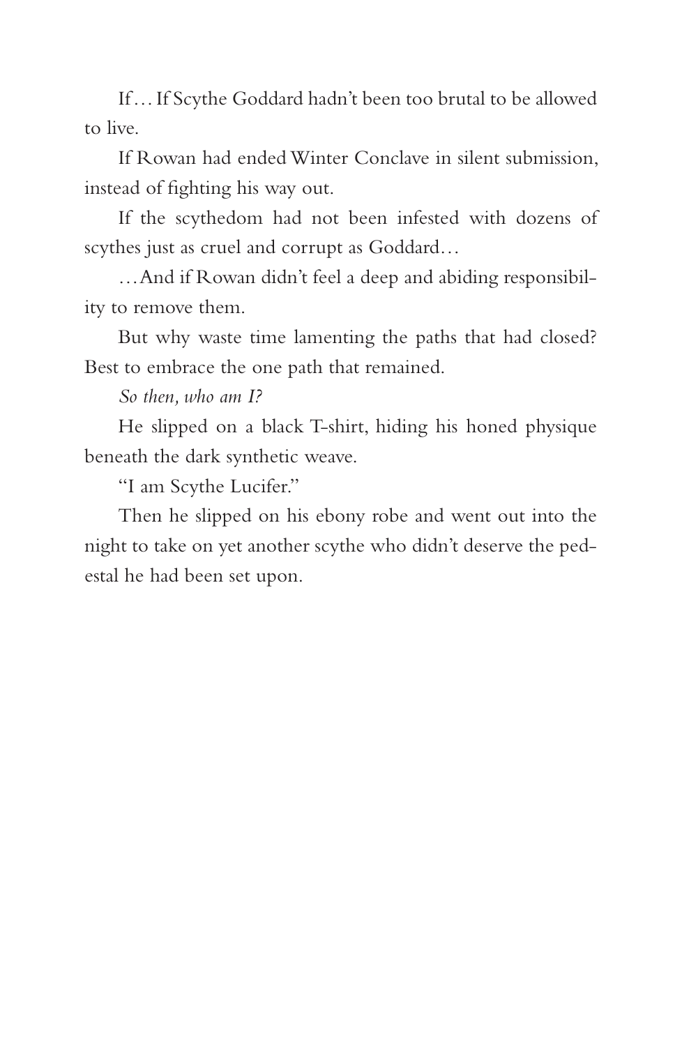If… If Scythe Goddard hadn't been too brutal to be allowed to live.

If Rowan had ended Winter Conclave in silent submission, instead of fighting his way out.

If the scythedom had not been infested with dozens of scythes just as cruel and corrupt as Goddard…

…And if Rowan didn't feel a deep and abiding responsibility to remove them.

But why waste time lamenting the paths that had closed? Best to embrace the one path that remained.

*So then, who am I?*

He slipped on a black T-shirt, hiding his honed physique beneath the dark synthetic weave.

"I am Scythe Lucifer."

Then he slipped on his ebony robe and went out into the night to take on yet another scythe who didn't deserve the pedestal he had been set upon.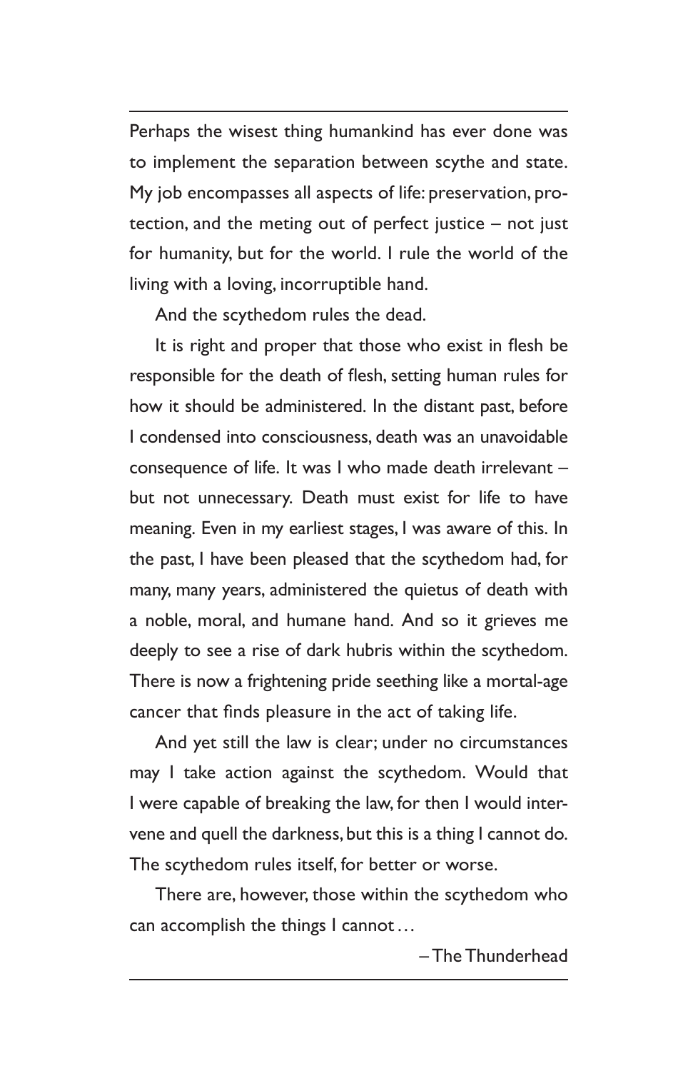---

Perhaps the wisest thing humankind has ever done was to implement the separation between scythe and state. My job encompasses all aspects of life: preservation, protection, and the meting out of perfect justice – not just for humanity, but for the world. I rule the world of the living with a loving, incorruptible hand.

And the scythedom rules the dead.

It is right and proper that those who exist in flesh be responsible for the death of flesh, setting human rules for how it should be administered. In the distant past, before I condensed into consciousness, death was an unavoidable consequence of life. It was I who made death irrelevant – but not unnecessary. Death must exist for life to have meaning. Even in my earliest stages, I was aware of this. In the past, I have been pleased that the scythedom had, for many, many years, administered the quietus of death with a noble, moral, and humane hand. And so it grieves me deeply to see a rise of dark hubris within the scythedom. There is now a frightening pride seething like a mortal-age cancer that finds pleasure in the act of taking life.

And yet still the law is clear; under no circumstances may I take action against the scythedom. Would that I were capable of breaking the law, for then I would intervene and quell the darkness, but this is a thing I cannot do. The scythedom rules itself, for better or worse.

There are, however, those within the scythedom who can accomplish the things I cannot …

– The Thunderhead

---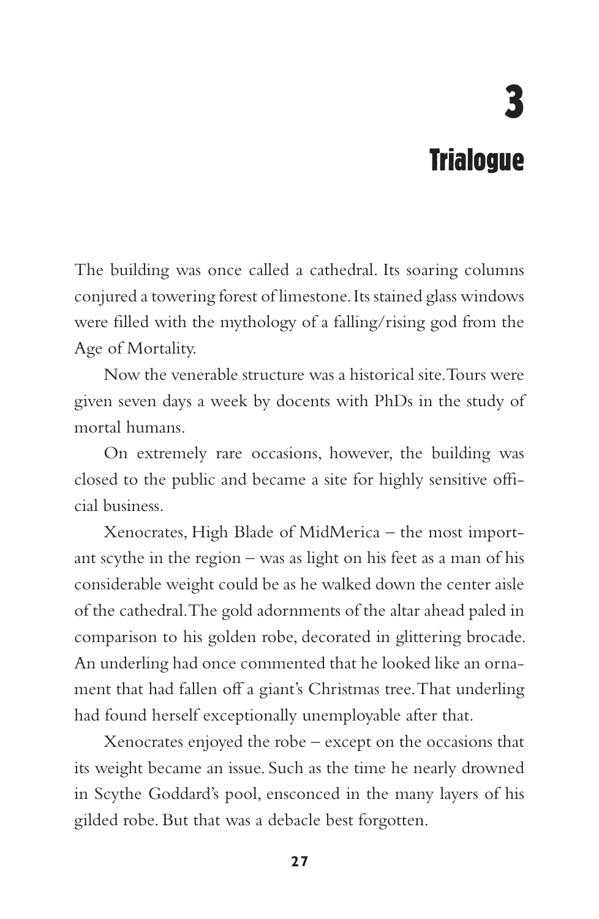# 3

# Trialogue

The building was once called a cathedral. Its soaring columns conjured a towering forest of limestone. Its stained glass windows were filled with the mythology of a falling/rising god from the Age of Mortality.

Now the venerable structure was a historical site. Tours were given seven days a week by docents with PhDs in the study of mortal humans.

On extremely rare occasions, however, the building was closed to the public and became a site for highly sensitive official business.

Xenocrates, High Blade of MidMerica – the most important scythe in the region – was as light on his feet as a man of his considerable weight could be as he walked down the center aisle of the cathedral. The gold adornments of the altar ahead paled in comparison to his golden robe, decorated in glittering brocade. An underling had once commented that he looked like an ornament that had fallen off a giant's Christmas tree. That underling had found herself exceptionally unemployable after that.

Xenocrates enjoyed the robe – except on the occasions that its weight became an issue. Such as the time he nearly drowned in Scythe Goddard's pool, ensconced in the many layers of his gilded robe. But that was a debacle best forgotten.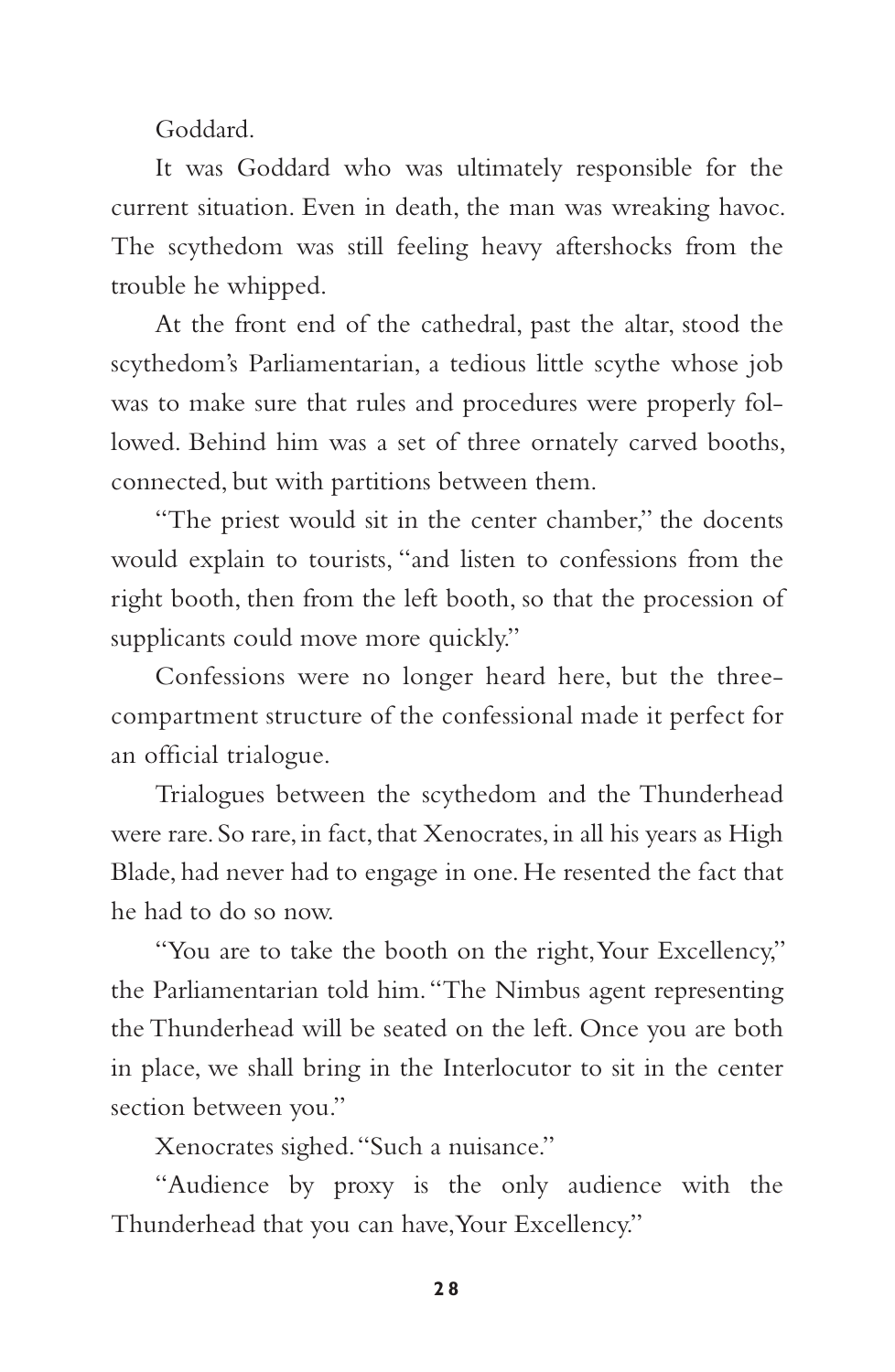Goddard.

It was Goddard who was ultimately responsible for the current situation. Even in death, the man was wreaking havoc. The scythedom was still feeling heavy aftershocks from the trouble he whipped.

At the front end of the cathedral, past the altar, stood the scythedom's Parliamentarian, a tedious little scythe whose job was to make sure that rules and procedures were properly followed. Behind him was a set of three ornately carved booths, connected, but with partitions between them.

"The priest would sit in the center chamber," the docents would explain to tourists, "and listen to confessions from the right booth, then from the left booth, so that the procession of supplicants could move more quickly."

Confessions were no longer heard here, but the three-compartment structure of the confessional made it perfect for an official trialogue.

Trialogues between the scythedom and the Thunderhead were rare. So rare, in fact, that Xenocrates, in all his years as High Blade, had never had to engage in one. He resented the fact that he had to do so now.

"You are to take the booth on the right, Your Excellency," the Parliamentarian told him. "The Nimbus agent representing the Thunderhead will be seated on the left. Once you are both in place, we shall bring in the Interlocutor to sit in the center section between you."

Xenocrates sighed. "Such a nuisance."

"Audience by proxy is the only audience with the Thunderhead that you can have, Your Excellency."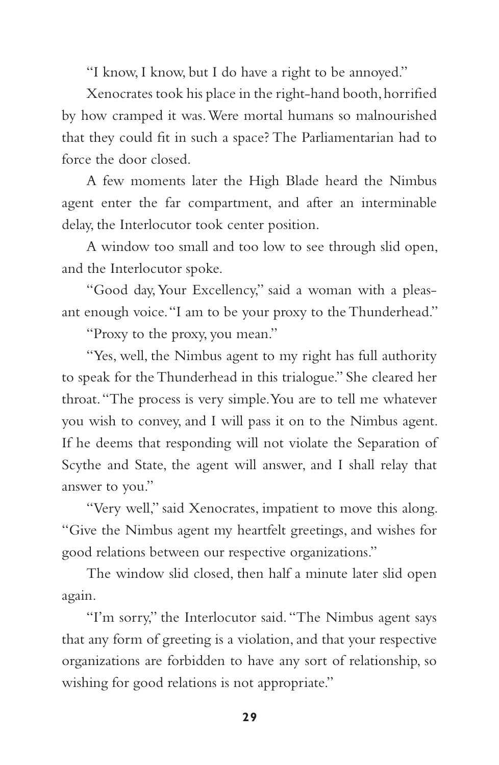"I know, I know, but I do have a right to be annoyed."

Xenocrates took his place in the right-hand booth, horrified by how cramped it was. Were mortal humans so malnourished that they could fit in such a space? The Parliamentarian had to force the door closed.

A few moments later the High Blade heard the Nimbus agent enter the far compartment, and after an interminable delay, the Interlocutor took center position.

A window too small and too low to see through slid open, and the Interlocutor spoke.

"Good day, Your Excellency," said a woman with a pleasant enough voice. "I am to be your proxy to the Thunderhead."

"Proxy to the proxy, you mean."

"Yes, well, the Nimbus agent to my right has full authority to speak for the Thunderhead in this trialogue." She cleared her throat. "The process is very simple. You are to tell me whatever you wish to convey, and I will pass it on to the Nimbus agent. If he deems that responding will not violate the Separation of Scythe and State, the agent will answer, and I shall relay that answer to you."

"Very well," said Xenocrates, impatient to move this along. "Give the Nimbus agent my heartfelt greetings, and wishes for good relations between our respective organizations."

The window slid closed, then half a minute later slid open again.

"I'm sorry," the Interlocutor said. "The Nimbus agent says that any form of greeting is a violation, and that your respective organizations are forbidden to have any sort of relationship, so wishing for good relations is not appropriate."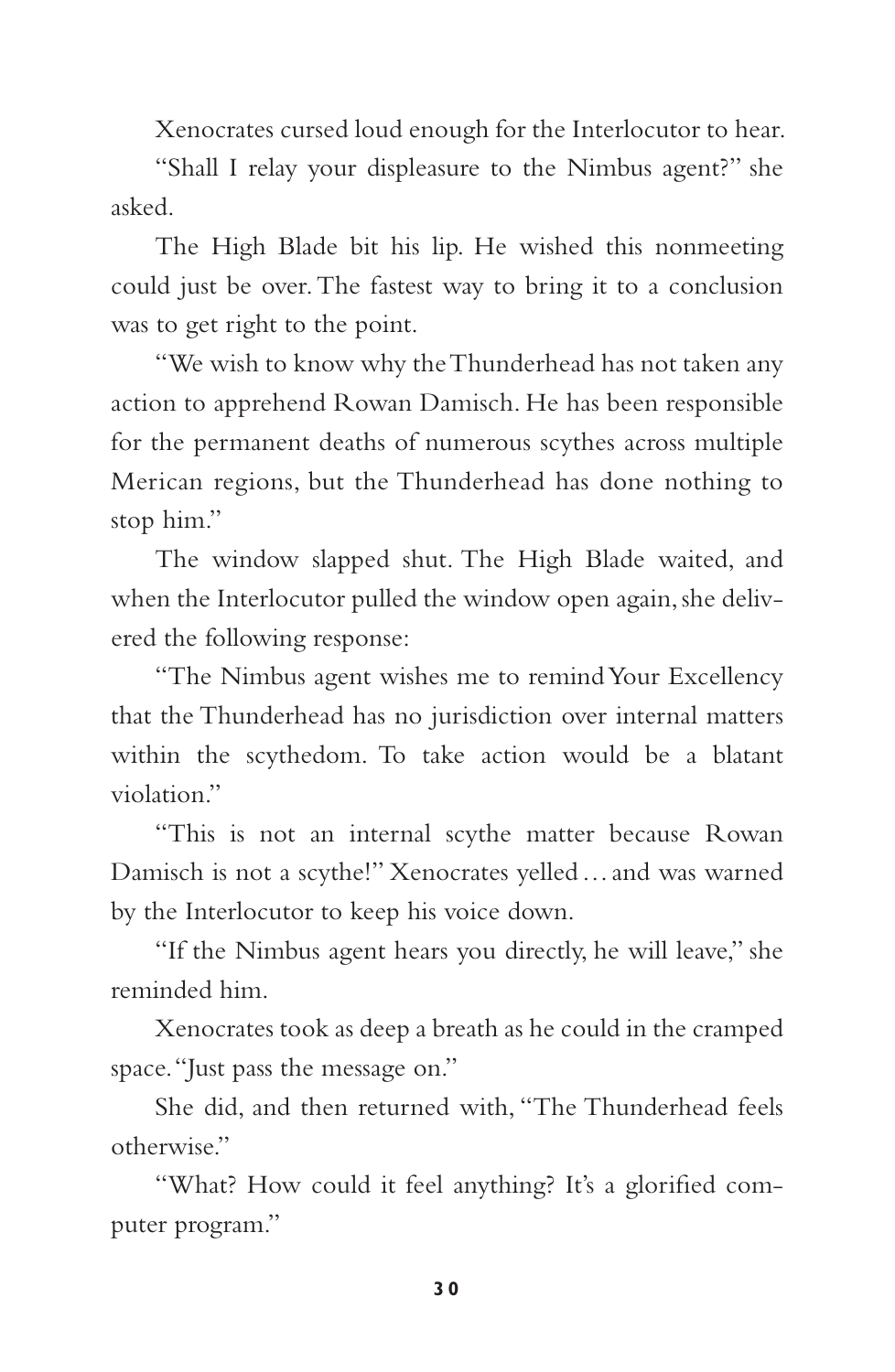Xenocrates cursed loud enough for the Interlocutor to hear.

"Shall I relay your displeasure to the Nimbus agent?" she asked.

The High Blade bit his lip. He wished this nonmeeting could just be over. The fastest way to bring it to a conclusion was to get right to the point.

"We wish to know why the Thunderhead has not taken any action to apprehend Rowan Damisch. He has been responsible for the permanent deaths of numerous scythes across multiple Merican regions, but the Thunderhead has done nothing to stop him."

The window slapped shut. The High Blade waited, and when the Interlocutor pulled the window open again, she delivered the following response:

"The Nimbus agent wishes me to remind Your Excellency that the Thunderhead has no jurisdiction over internal matters within the scythedom. To take action would be a blatant violation."

"This is not an internal scythe matter because Rowan Damisch is not a scythe!" Xenocrates yelled . . . and was warned by the Interlocutor to keep his voice down.

"If the Nimbus agent hears you directly, he will leave," she reminded him.

Xenocrates took as deep a breath as he could in the cramped space. "Just pass the message on."

She did, and then returned with, "The Thunderhead feels otherwise."

"What? How could it feel anything? It's a glorified computer program."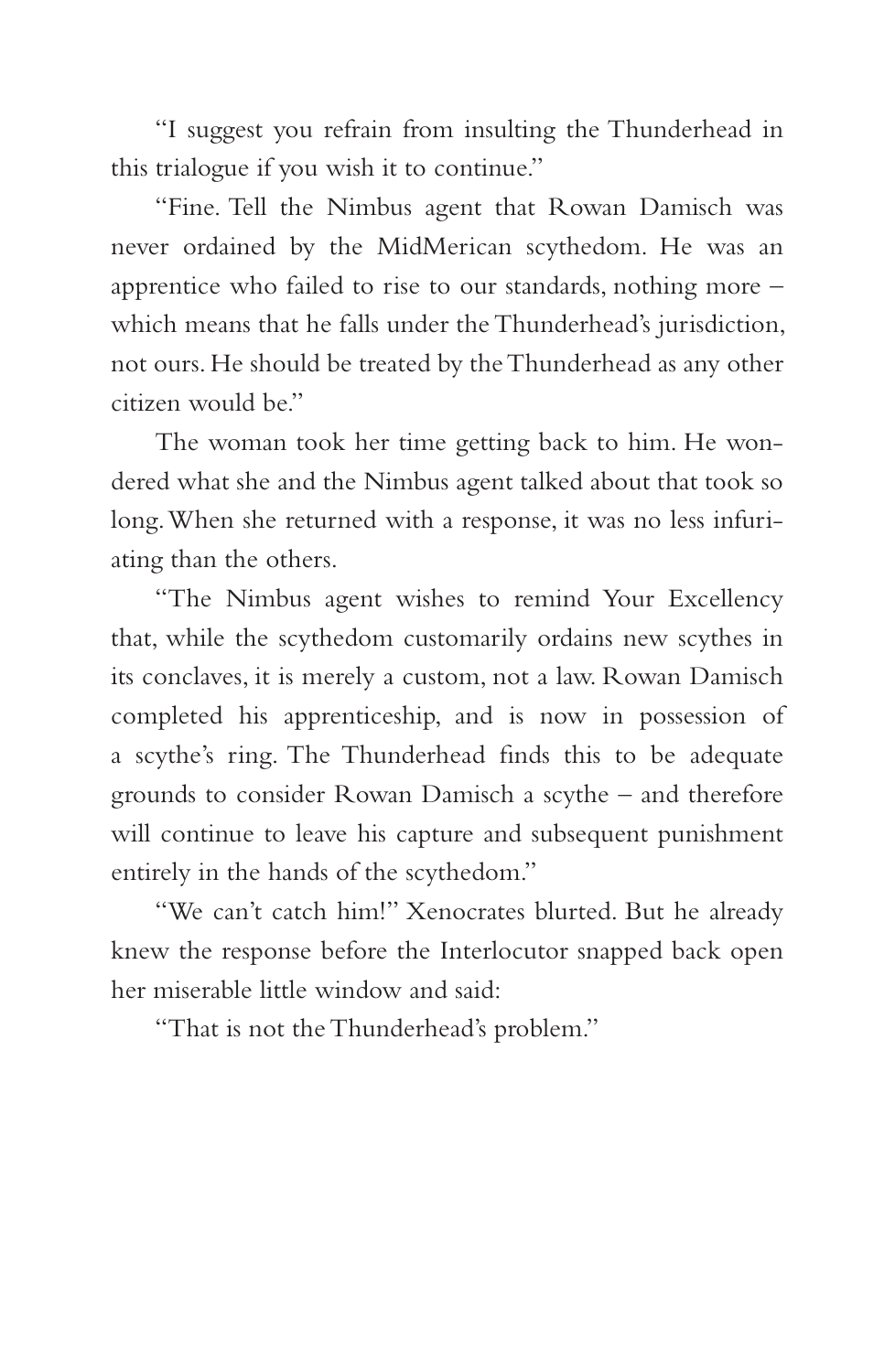"I suggest you refrain from insulting the Thunderhead in this trialogue if you wish it to continue."

"Fine. Tell the Nimbus agent that Rowan Damisch was never ordained by the MidMerican scythedom. He was an apprentice who failed to rise to our standards, nothing more – which means that he falls under the Thunderhead's jurisdiction, not ours. He should be treated by the Thunderhead as any other citizen would be."

The woman took her time getting back to him. He wondered what she and the Nimbus agent talked about that took so long. When she returned with a response, it was no less infuriating than the others.

"The Nimbus agent wishes to remind Your Excellency that, while the scythedom customarily ordains new scythes in its conclaves, it is merely a custom, not a law. Rowan Damisch completed his apprenticeship, and is now in possession of a scythe's ring. The Thunderhead finds this to be adequate grounds to consider Rowan Damisch a scythe – and therefore will continue to leave his capture and subsequent punishment entirely in the hands of the scythedom."

"We can't catch him!" Xenocrates blurted. But he already knew the response before the Interlocutor snapped back open her miserable little window and said:

"That is not the Thunderhead's problem."